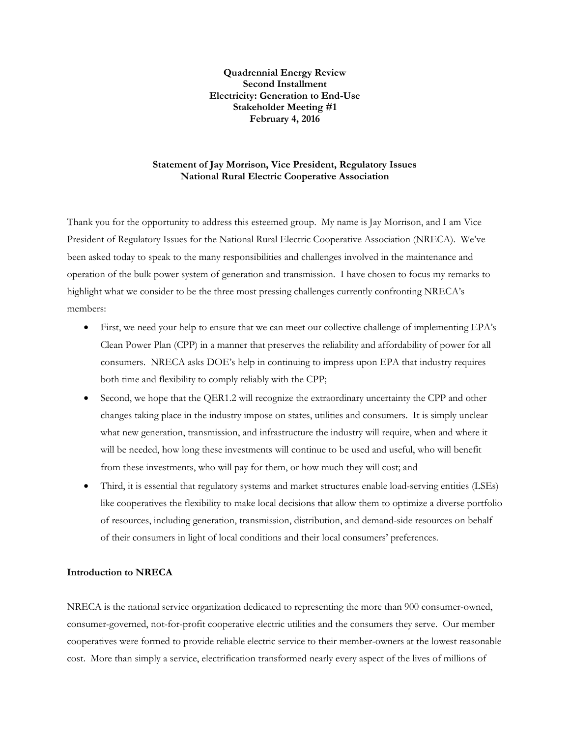**Quadrennial Energy Review**
**Second Installment**
**Electricity: Generation to End-Use**
**Stakeholder Meeting #1**
**February 4, 2016**

**Statement of Jay Morrison, Vice President, Regulatory Issues**
**National Rural Electric Cooperative Association**

Thank you for the opportunity to address this esteemed group. My name is Jay Morrison, and I am Vice President of Regulatory Issues for the National Rural Electric Cooperative Association (NRECA). We've been asked today to speak to the many responsibilities and challenges involved in the maintenance and operation of the bulk power system of generation and transmission. I have chosen to focus my remarks to highlight what we consider to be the three most pressing challenges currently confronting NRECA's members:

- First, we need your help to ensure that we can meet our collective challenge of implementing EPA's Clean Power Plan (CPP) in a manner that preserves the reliability and affordability of power for all consumers. NRECA asks DOE's help in continuing to impress upon EPA that industry requires both time and flexibility to comply reliably with the CPP;
- Second, we hope that the QER1.2 will recognize the extraordinary uncertainty the CPP and other changes taking place in the industry impose on states, utilities and consumers. It is simply unclear what new generation, transmission, and infrastructure the industry will require, when and where it will be needed, how long these investments will continue to be used and useful, who will benefit from these investments, who will pay for them, or how much they will cost; and
- Third, it is essential that regulatory systems and market structures enable load-serving entities (LSEs) like cooperatives the flexibility to make local decisions that allow them to optimize a diverse portfolio of resources, including generation, transmission, distribution, and demand-side resources on behalf of their consumers in light of local conditions and their local consumers' preferences.

**Introduction to NRECA**

NRECA is the national service organization dedicated to representing the more than 900 consumer-owned, consumer-governed, not-for-profit cooperative electric utilities and the consumers they serve. Our member cooperatives were formed to provide reliable electric service to their member-owners at the lowest reasonable cost. More than simply a service, electrification transformed nearly every aspect of the lives of millions of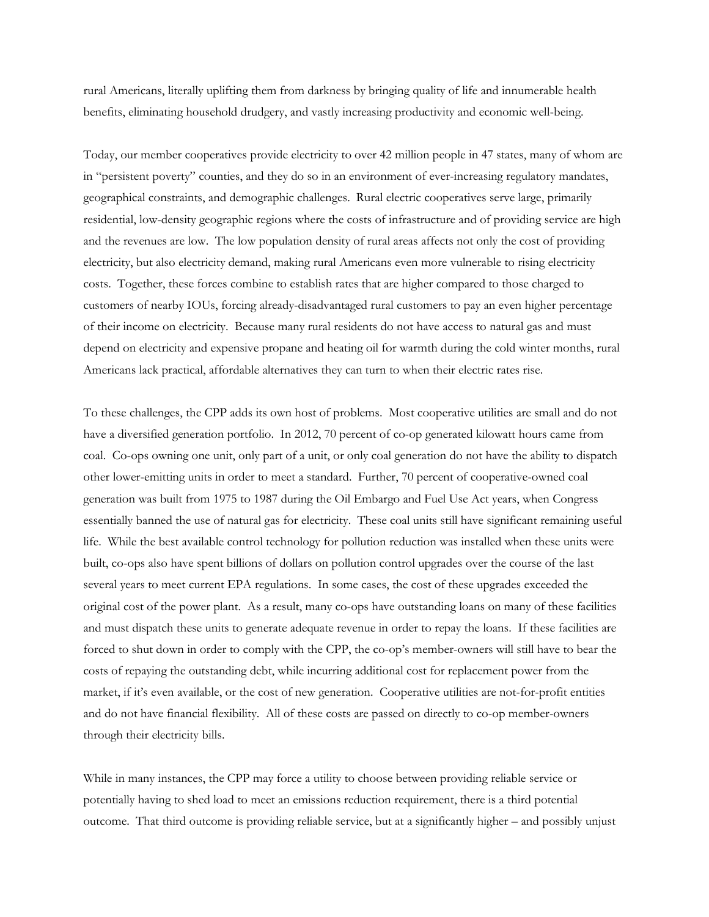rural Americans, literally uplifting them from darkness by bringing quality of life and innumerable health benefits, eliminating household drudgery, and vastly increasing productivity and economic well-being.

Today, our member cooperatives provide electricity to over 42 million people in 47 states, many of whom are in "persistent poverty" counties, and they do so in an environment of ever-increasing regulatory mandates, geographical constraints, and demographic challenges. Rural electric cooperatives serve large, primarily residential, low-density geographic regions where the costs of infrastructure and of providing service are high and the revenues are low. The low population density of rural areas affects not only the cost of providing electricity, but also electricity demand, making rural Americans even more vulnerable to rising electricity costs. Together, these forces combine to establish rates that are higher compared to those charged to customers of nearby IOUs, forcing already-disadvantaged rural customers to pay an even higher percentage of their income on electricity. Because many rural residents do not have access to natural gas and must depend on electricity and expensive propane and heating oil for warmth during the cold winter months, rural Americans lack practical, affordable alternatives they can turn to when their electric rates rise.

To these challenges, the CPP adds its own host of problems. Most cooperative utilities are small and do not have a diversified generation portfolio. In 2012, 70 percent of co-op generated kilowatt hours came from coal. Co-ops owning one unit, only part of a unit, or only coal generation do not have the ability to dispatch other lower-emitting units in order to meet a standard. Further, 70 percent of cooperative-owned coal generation was built from 1975 to 1987 during the Oil Embargo and Fuel Use Act years, when Congress essentially banned the use of natural gas for electricity. These coal units still have significant remaining useful life. While the best available control technology for pollution reduction was installed when these units were built, co-ops also have spent billions of dollars on pollution control upgrades over the course of the last several years to meet current EPA regulations. In some cases, the cost of these upgrades exceeded the original cost of the power plant. As a result, many co-ops have outstanding loans on many of these facilities and must dispatch these units to generate adequate revenue in order to repay the loans. If these facilities are forced to shut down in order to comply with the CPP, the co-op's member-owners will still have to bear the costs of repaying the outstanding debt, while incurring additional cost for replacement power from the market, if it's even available, or the cost of new generation. Cooperative utilities are not-for-profit entities and do not have financial flexibility. All of these costs are passed on directly to co-op member-owners through their electricity bills.

While in many instances, the CPP may force a utility to choose between providing reliable service or potentially having to shed load to meet an emissions reduction requirement, there is a third potential outcome. That third outcome is providing reliable service, but at a significantly higher – and possibly unjust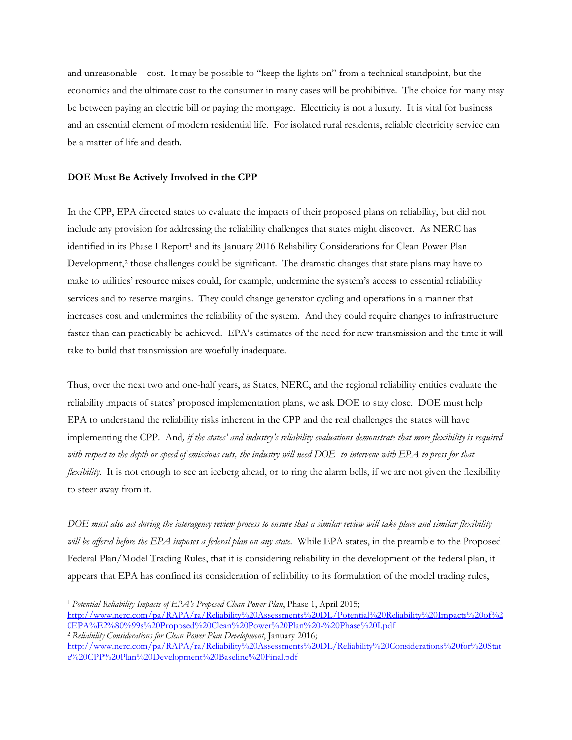and unreasonable – cost. It may be possible to "keep the lights on" from a technical standpoint, but the economics and the ultimate cost to the consumer in many cases will be prohibitive. The choice for many may be between paying an electric bill or paying the mortgage. Electricity is not a luxury. It is vital for business and an essential element of modern residential life. For isolated rural residents, reliable electricity service can be a matter of life and death.

**DOE Must Be Actively Involved in the CPP**

In the CPP, EPA directed states to evaluate the impacts of their proposed plans on reliability, but did not include any provision for addressing the reliability challenges that states might discover. As NERC has identified in its Phase I Report[1] and its January 2016 Reliability Considerations for Clean Power Plan Development,[2] those challenges could be significant. The dramatic changes that state plans may have to make to utilities' resource mixes could, for example, undermine the system's access to essential reliability services and to reserve margins. They could change generator cycling and operations in a manner that increases cost and undermines the reliability of the system. And they could require changes to infrastructure faster than can practicably be achieved. EPA's estimates of the need for new transmission and the time it will take to build that transmission are woefully inadequate.

Thus, over the next two and one-half years, as States, NERC, and the regional reliability entities evaluate the reliability impacts of states' proposed implementation plans, we ask DOE to stay close. DOE must help EPA to understand the reliability risks inherent in the CPP and the real challenges the states will have implementing the CPP. And*, if the states' and industry's reliability evaluations demonstrate that more flexibility is required with respect to the depth or speed of emissions cuts, the industry will need DOE to intervene with EPA to press for that flexibility.* It is not enough to see an iceberg ahead, or to ring the alarm bells, if we are not given the flexibility to steer away from it.

*DOE must also act during the interagency review process to ensure that a similar review will take place and similar flexibility will be offered before the EPA imposes a federal plan on any state.* While EPA states, in the preamble to the Proposed Federal Plan/Model Trading Rules, that it is considering reliability in the development of the federal plan, it appears that EPA has confined its consideration of reliability to its formulation of the model trading rules,

---

[1] *Potential Reliability Impacts of EPA's Proposed Clean Power Plan*, Phase 1, April 2015; http://www.nerc.com/pa/RAPA/ra/Reliability%20Assessments%20DL/Potential%20Reliability%20Impacts%20of%20EPA%E2%80%99s%20Proposed%20Clean%20Power%20Plan%20-%20Phase%20I.pdf

[2] *Reliability Considerations for Clean Power Plan Development*, January 2016; http://www.nerc.com/pa/RAPA/ra/Reliability%20Assessments%20DL/Reliability%20Considerations%20for%20State%20CPP%20Plan%20Development%20Baseline%20Final.pdf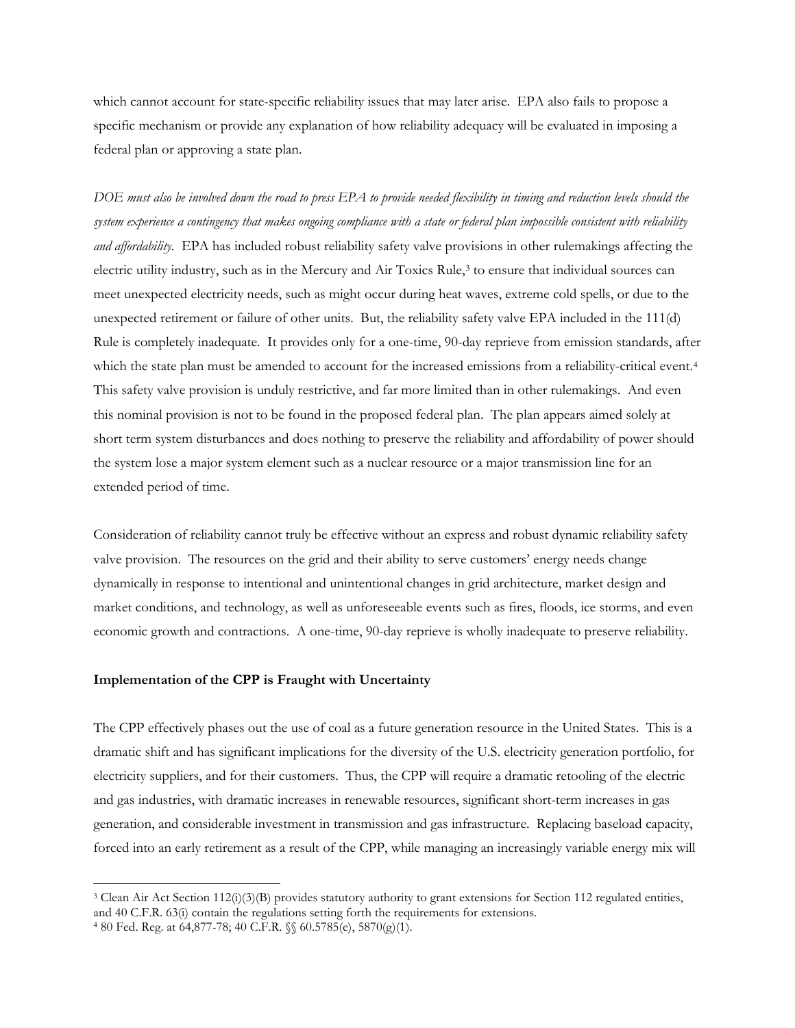which cannot account for state-specific reliability issues that may later arise. EPA also fails to propose a specific mechanism or provide any explanation of how reliability adequacy will be evaluated in imposing a federal plan or approving a state plan.

*DOE must also be involved down the road to press EPA to provide needed flexibility in timing and reduction levels should the system experience a contingency that makes ongoing compliance with a state or federal plan impossible consistent with reliability and affordability.* EPA has included robust reliability safety valve provisions in other rulemakings affecting the electric utility industry, such as in the Mercury and Air Toxics Rule,[3] to ensure that individual sources can meet unexpected electricity needs, such as might occur during heat waves, extreme cold spells, or due to the unexpected retirement or failure of other units. But, the reliability safety valve EPA included in the 111(d) Rule is completely inadequate. It provides only for a one-time, 90-day reprieve from emission standards, after which the state plan must be amended to account for the increased emissions from a reliability-critical event.[4] This safety valve provision is unduly restrictive, and far more limited than in other rulemakings. And even this nominal provision is not to be found in the proposed federal plan. The plan appears aimed solely at short term system disturbances and does nothing to preserve the reliability and affordability of power should the system lose a major system element such as a nuclear resource or a major transmission line for an extended period of time.

Consideration of reliability cannot truly be effective without an express and robust dynamic reliability safety valve provision. The resources on the grid and their ability to serve customers' energy needs change dynamically in response to intentional and unintentional changes in grid architecture, market design and market conditions, and technology, as well as unforeseeable events such as fires, floods, ice storms, and even economic growth and contractions. A one-time, 90-day reprieve is wholly inadequate to preserve reliability.

**Implementation of the CPP is Fraught with Uncertainty**

The CPP effectively phases out the use of coal as a future generation resource in the United States. This is a dramatic shift and has significant implications for the diversity of the U.S. electricity generation portfolio, for electricity suppliers, and for their customers. Thus, the CPP will require a dramatic retooling of the electric and gas industries, with dramatic increases in renewable resources, significant short-term increases in gas generation, and considerable investment in transmission and gas infrastructure. Replacing baseload capacity, forced into an early retirement as a result of the CPP, while managing an increasingly variable energy mix will

---

[3] Clean Air Act Section 112(i)(3)(B) provides statutory authority to grant extensions for Section 112 regulated entities, and 40 C.F.R. 63(i) contain the regulations setting forth the requirements for extensions.

[4] 80 Fed. Reg. at 64,877-78; 40 C.F.R. §§ 60.5785(e), 5870(g)(1).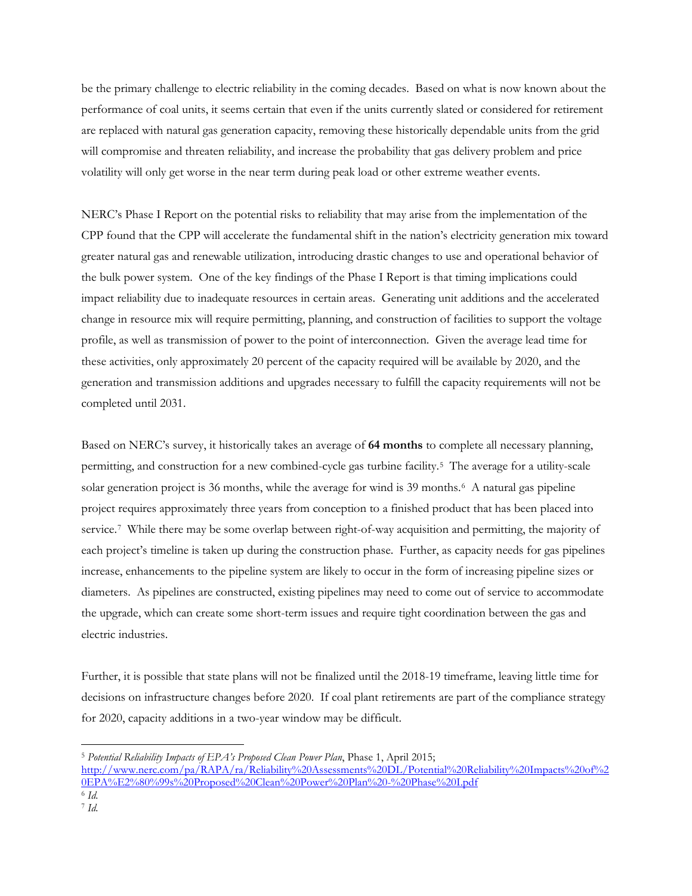be the primary challenge to electric reliability in the coming decades. Based on what is now known about the performance of coal units, it seems certain that even if the units currently slated or considered for retirement are replaced with natural gas generation capacity, removing these historically dependable units from the grid will compromise and threaten reliability, and increase the probability that gas delivery problem and price volatility will only get worse in the near term during peak load or other extreme weather events.

NERC's Phase I Report on the potential risks to reliability that may arise from the implementation of the CPP found that the CPP will accelerate the fundamental shift in the nation's electricity generation mix toward greater natural gas and renewable utilization, introducing drastic changes to use and operational behavior of the bulk power system. One of the key findings of the Phase I Report is that timing implications could impact reliability due to inadequate resources in certain areas. Generating unit additions and the accelerated change in resource mix will require permitting, planning, and construction of facilities to support the voltage profile, as well as transmission of power to the point of interconnection. Given the average lead time for these activities, only approximately 20 percent of the capacity required will be available by 2020, and the generation and transmission additions and upgrades necessary to fulfill the capacity requirements will not be completed until 2031.

Based on NERC's survey, it historically takes an average of **64 months** to complete all necessary planning, permitting, and construction for a new combined-cycle gas turbine facility.[5] The average for a utility-scale solar generation project is 36 months, while the average for wind is 39 months.[6] A natural gas pipeline project requires approximately three years from conception to a finished product that has been placed into service.[7] While there may be some overlap between right-of-way acquisition and permitting, the majority of each project's timeline is taken up during the construction phase. Further, as capacity needs for gas pipelines increase, enhancements to the pipeline system are likely to occur in the form of increasing pipeline sizes or diameters. As pipelines are constructed, existing pipelines may need to come out of service to accommodate the upgrade, which can create some short-term issues and require tight coordination between the gas and electric industries.

Further, it is possible that state plans will not be finalized until the 2018-19 timeframe, leaving little time for decisions on infrastructure changes before 2020. If coal plant retirements are part of the compliance strategy for 2020, capacity additions in a two-year window may be difficult.

---

[5] *Potential Reliability Impacts of EPA's Proposed Clean Power Plan*, Phase 1, April 2015; http://www.nerc.com/pa/RAPA/ra/Reliability%20Assessments%20DL/Potential%20Reliability%20Impacts%20of%20EPA%E2%80%99s%20Proposed%20Clean%20Power%20Plan%20-%20Phase%20I.pdf

[6] *Id.*

[7] *Id.*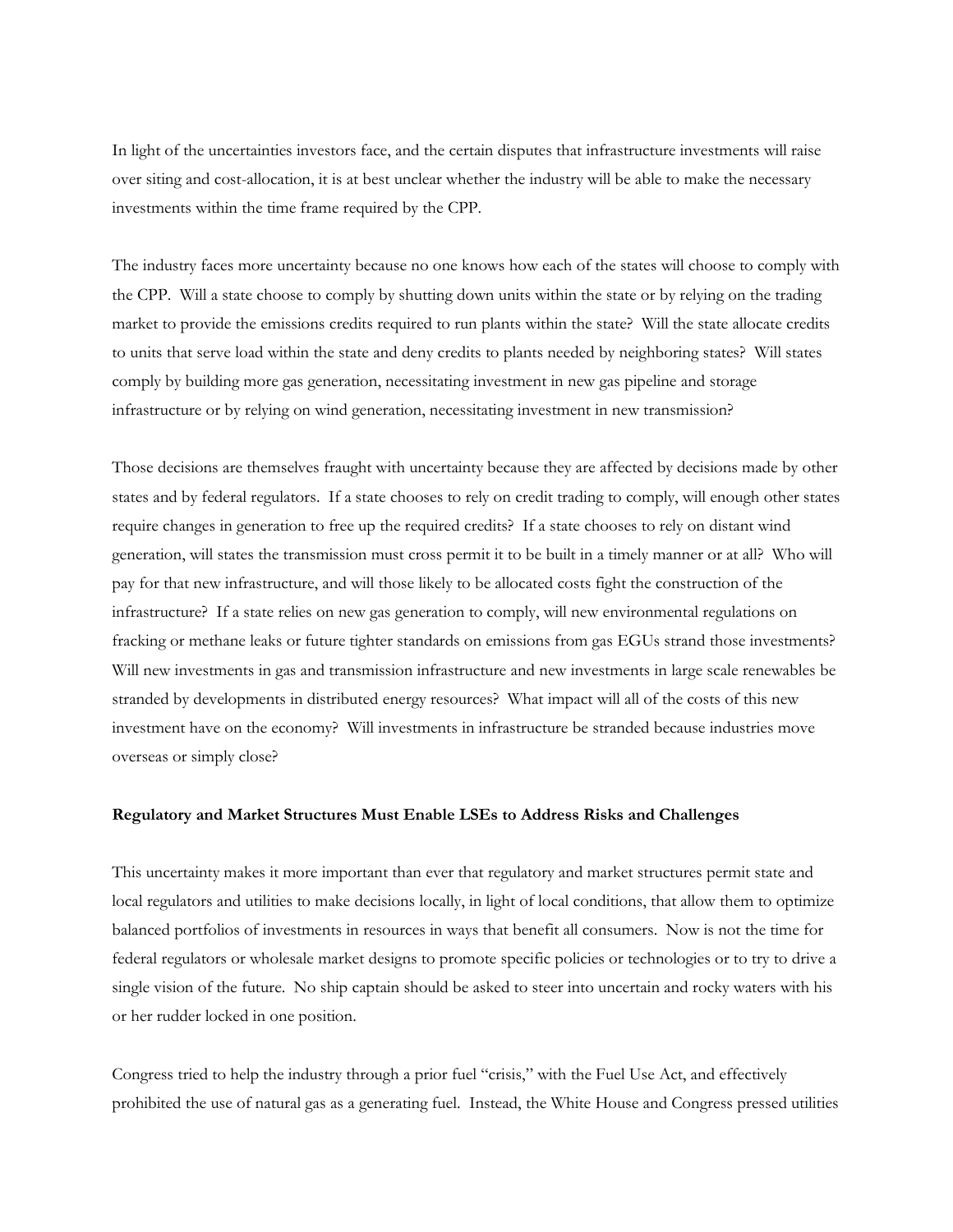In light of the uncertainties investors face, and the certain disputes that infrastructure investments will raise over siting and cost-allocation, it is at best unclear whether the industry will be able to make the necessary investments within the time frame required by the CPP.

The industry faces more uncertainty because no one knows how each of the states will choose to comply with the CPP. Will a state choose to comply by shutting down units within the state or by relying on the trading market to provide the emissions credits required to run plants within the state? Will the state allocate credits to units that serve load within the state and deny credits to plants needed by neighboring states? Will states comply by building more gas generation, necessitating investment in new gas pipeline and storage infrastructure or by relying on wind generation, necessitating investment in new transmission?

Those decisions are themselves fraught with uncertainty because they are affected by decisions made by other states and by federal regulators. If a state chooses to rely on credit trading to comply, will enough other states require changes in generation to free up the required credits? If a state chooses to rely on distant wind generation, will states the transmission must cross permit it to be built in a timely manner or at all? Who will pay for that new infrastructure, and will those likely to be allocated costs fight the construction of the infrastructure? If a state relies on new gas generation to comply, will new environmental regulations on fracking or methane leaks or future tighter standards on emissions from gas EGUs strand those investments? Will new investments in gas and transmission infrastructure and new investments in large scale renewables be stranded by developments in distributed energy resources? What impact will all of the costs of this new investment have on the economy? Will investments in infrastructure be stranded because industries move overseas or simply close?

**Regulatory and Market Structures Must Enable LSEs to Address Risks and Challenges**

This uncertainty makes it more important than ever that regulatory and market structures permit state and local regulators and utilities to make decisions locally, in light of local conditions, that allow them to optimize balanced portfolios of investments in resources in ways that benefit all consumers. Now is not the time for federal regulators or wholesale market designs to promote specific policies or technologies or to try to drive a single vision of the future. No ship captain should be asked to steer into uncertain and rocky waters with his or her rudder locked in one position.

Congress tried to help the industry through a prior fuel "crisis," with the Fuel Use Act, and effectively prohibited the use of natural gas as a generating fuel. Instead, the White House and Congress pressed utilities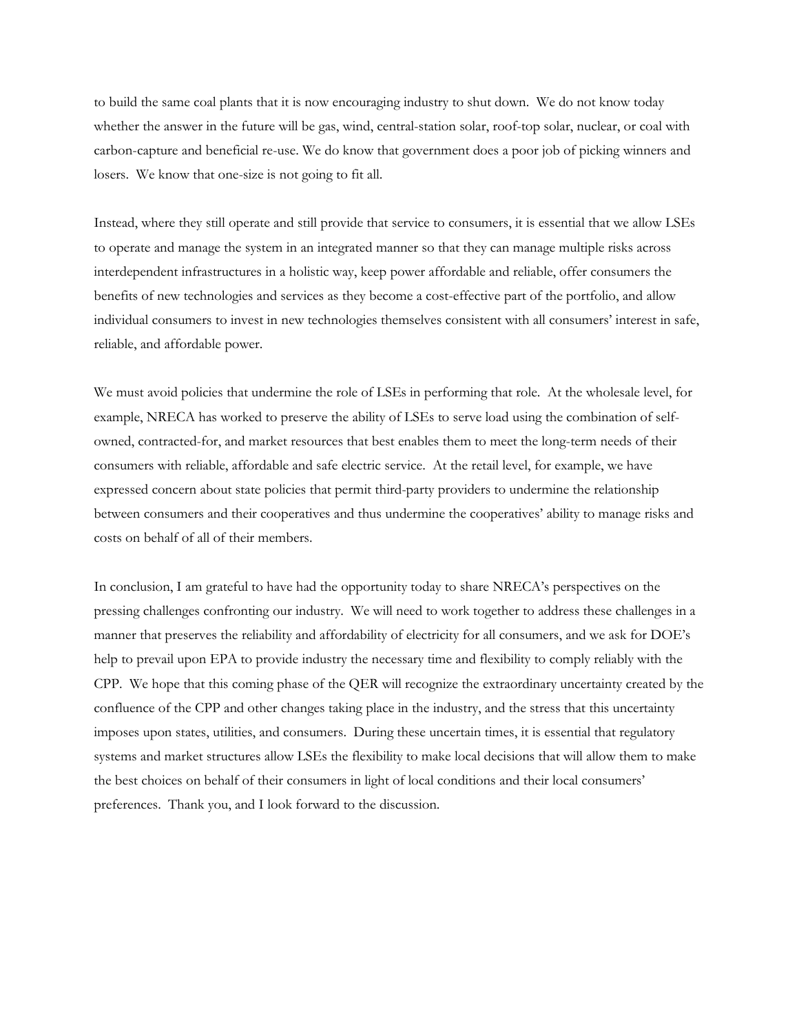to build the same coal plants that it is now encouraging industry to shut down. We do not know today whether the answer in the future will be gas, wind, central-station solar, roof-top solar, nuclear, or coal with carbon-capture and beneficial re-use. We do know that government does a poor job of picking winners and losers. We know that one-size is not going to fit all.

Instead, where they still operate and still provide that service to consumers, it is essential that we allow LSEs to operate and manage the system in an integrated manner so that they can manage multiple risks across interdependent infrastructures in a holistic way, keep power affordable and reliable, offer consumers the benefits of new technologies and services as they become a cost-effective part of the portfolio, and allow individual consumers to invest in new technologies themselves consistent with all consumers' interest in safe, reliable, and affordable power.

We must avoid policies that undermine the role of LSEs in performing that role. At the wholesale level, for example, NRECA has worked to preserve the ability of LSEs to serve load using the combination of self-owned, contracted-for, and market resources that best enables them to meet the long-term needs of their consumers with reliable, affordable and safe electric service. At the retail level, for example, we have expressed concern about state policies that permit third-party providers to undermine the relationship between consumers and their cooperatives and thus undermine the cooperatives' ability to manage risks and costs on behalf of all of their members.

In conclusion, I am grateful to have had the opportunity today to share NRECA's perspectives on the pressing challenges confronting our industry. We will need to work together to address these challenges in a manner that preserves the reliability and affordability of electricity for all consumers, and we ask for DOE's help to prevail upon EPA to provide industry the necessary time and flexibility to comply reliably with the CPP. We hope that this coming phase of the QER will recognize the extraordinary uncertainty created by the confluence of the CPP and other changes taking place in the industry, and the stress that this uncertainty imposes upon states, utilities, and consumers. During these uncertain times, it is essential that regulatory systems and market structures allow LSEs the flexibility to make local decisions that will allow them to make the best choices on behalf of their consumers in light of local conditions and their local consumers' preferences. Thank you, and I look forward to the discussion.